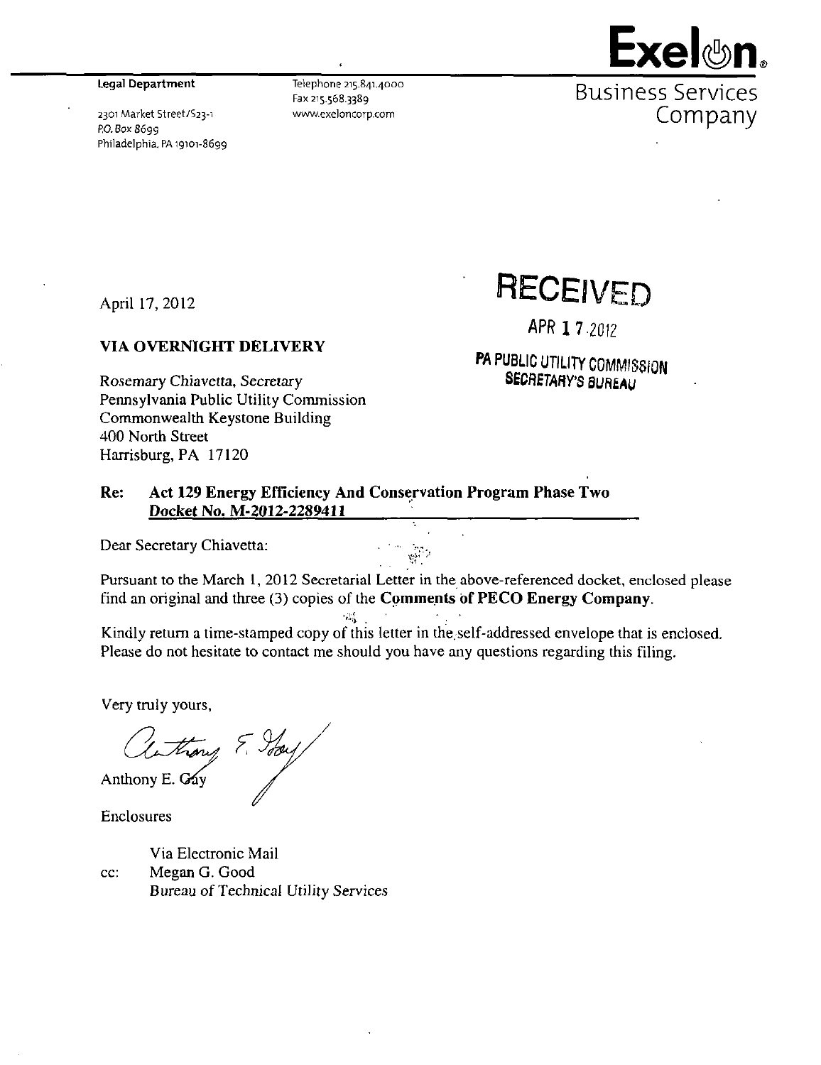**Exelon.**
**Business Services Company**

**Legal Department**

2301 Market Street/S23-1
P.O. Box 8699
Philadelphia, PA 19101-8699

Telephone 215.841.4000
Fax 215.568.3389
www.exeloncorp.com

**RECEIVED**

APR 17 2012

**PA PUBLIC UTILITY COMMISSION**
**SECRETARY'S BUREAU**

April 17, 2012

**VIA OVERNIGHT DELIVERY**

Rosemary Chiavetta, Secretary
Pennsylvania Public Utility Commission
Commonwealth Keystone Building
400 North Street
Harrisburg, PA 17120

**Re: Act 129 Energy Efficiency And Conservation Program Phase Two**
**Docket No. M-2012-2289411**

Dear Secretary Chiavetta:

Pursuant to the March 1, 2012 Secretarial Letter in the above-referenced docket, enclosed please find an original and three (3) copies of the **Comments of PECO Energy Company**.

Kindly return a time-stamped copy of this letter in the self-addressed envelope that is enclosed. Please do not hesitate to contact me should you have any questions regarding this filing.

Very truly yours,

Anthony E. Gay

Enclosures

Via Electronic Mail
cc: Megan G. Good
Bureau of Technical Utility Services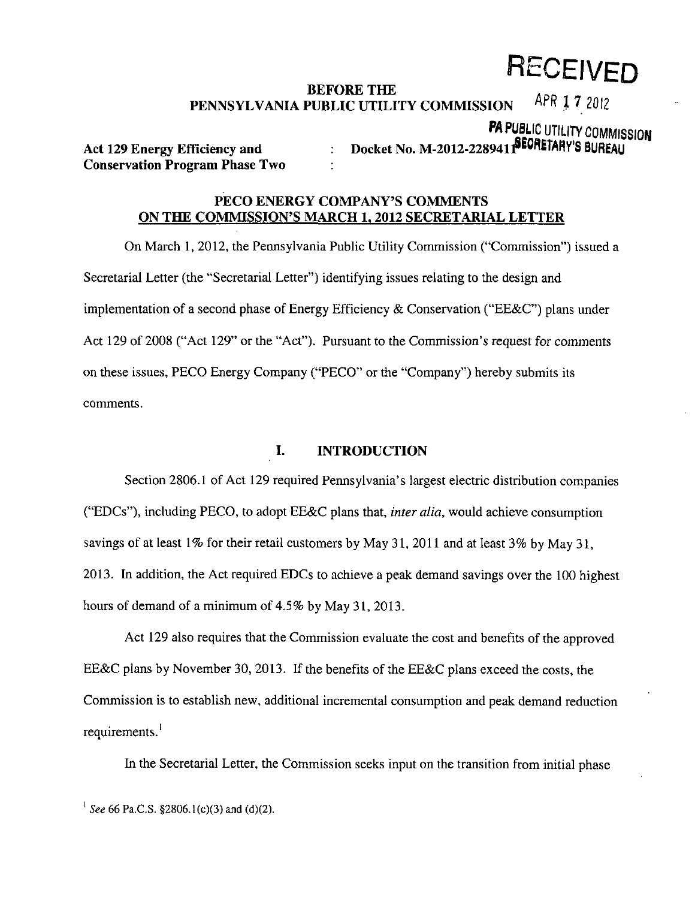# RECEIVED

APR 17 2012

PA PUBLIC UTILITY COMMISSION SECRETARY'S BUREAU

**BEFORE THE PENNSYLVANIA PUBLIC UTILITY COMMISSION**

| | | |
|---|---|---|
| **Act 129 Energy Efficiency and Conservation Program Phase Two** | : | **Docket No. M-2012-2289411** |

## PECO ENERGY COMPANY'S COMMENTS ON THE COMMISSION'S MARCH 1, 2012 SECRETARIAL LETTER

On March 1, 2012, the Pennsylvania Public Utility Commission ("Commission") issued a Secretarial Letter (the "Secretarial Letter") identifying issues relating to the design and implementation of a second phase of Energy Efficiency & Conservation ("EE&C") plans under Act 129 of 2008 ("Act 129" or the "Act"). Pursuant to the Commission's request for comments on these issues, PECO Energy Company ("PECO" or the "Company") hereby submits its comments.

## I. INTRODUCTION

Section 2806.1 of Act 129 required Pennsylvania's largest electric distribution companies ("EDCs"), including PECO, to adopt EE&C plans that, *inter alia*, would achieve consumption savings of at least 1% for their retail customers by May 31, 2011 and at least 3% by May 31, 2013. In addition, the Act required EDCs to achieve a peak demand savings over the 100 highest hours of demand of a minimum of 4.5% by May 31, 2013.

Act 129 also requires that the Commission evaluate the cost and benefits of the approved EE&C plans by November 30, 2013. If the benefits of the EE&C plans exceed the costs, the Commission is to establish new, additional incremental consumption and peak demand reduction requirements.[1]

In the Secretarial Letter, the Commission seeks input on the transition from initial phase

[1] *See* 66 Pa.C.S. §2806.1(c)(3) and (d)(2).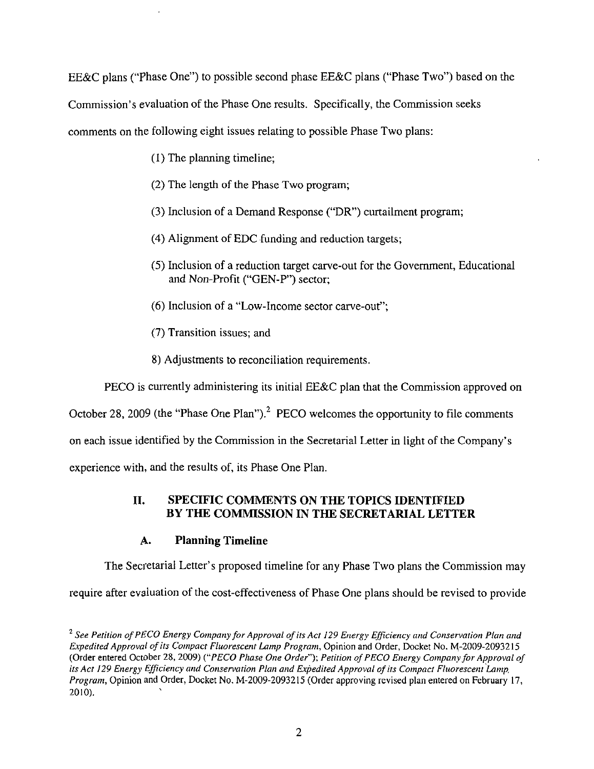EE&C plans ("Phase One") to possible second phase EE&C plans ("Phase Two") based on the Commission's evaluation of the Phase One results. Specifically, the Commission seeks comments on the following eight issues relating to possible Phase Two plans:

> (1) The planning timeline;
>
> (2) The length of the Phase Two program;
>
> (3) Inclusion of a Demand Response ("DR") curtailment program;
>
> (4) Alignment of EDC funding and reduction targets;
>
> (5) Inclusion of a reduction target carve-out for the Government, Educational and Non-Profit ("GEN-P") sector;
>
> (6) Inclusion of a "Low-Income sector carve-out";
>
> (7) Transition issues; and
>
> 8) Adjustments to reconciliation requirements.

PECO is currently administering its initial EE&C plan that the Commission approved on October 28, 2009 (the "Phase One Plan").[2] PECO welcomes the opportunity to file comments on each issue identified by the Commission in the Secretarial Letter in light of the Company's experience with, and the results of, its Phase One Plan.

## II. SPECIFIC COMMENTS ON THE TOPICS IDENTIFIED BY THE COMMISSION IN THE SECRETARIAL LETTER

### A. Planning Timeline

The Secretarial Letter's proposed timeline for any Phase Two plans the Commission may require after evaluation of the cost-effectiveness of Phase One plans should be revised to provide

---

[2] *See Petition of PECO Energy Company for Approval of its Act 129 Energy Efficiency and Conservation Plan and Expedited Approval of its Compact Fluorescent Lamp Program*, Opinion and Order, Docket No. M-2009-2093215 (Order entered October 28, 2009) ("*PECO Phase One Order*"); *Petition of PECO Energy Company for Approval of its Act 129 Energy Efficiency and Conservation Plan and Expedited Approval of its Compact Fluorescent Lamp Program*, Opinion and Order, Docket No. M-2009-2093215 (Order approving revised plan entered on February 17, 2010).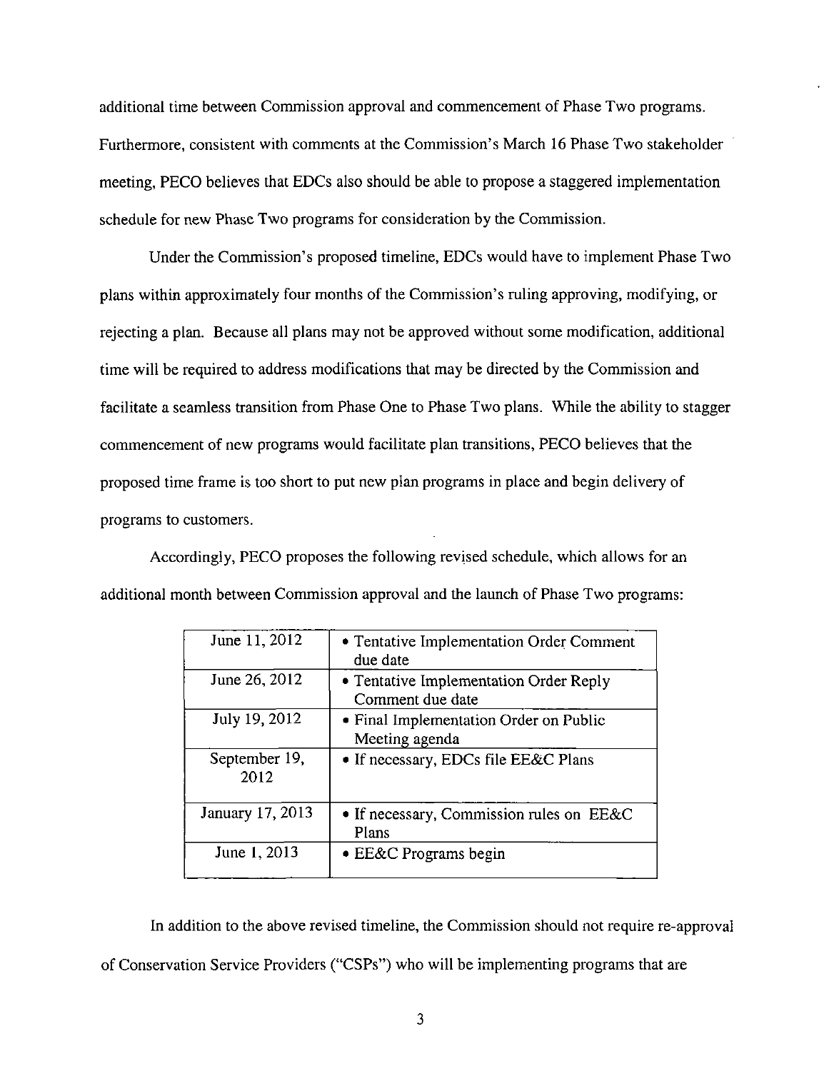additional time between Commission approval and commencement of Phase Two programs. Furthermore, consistent with comments at the Commission's March 16 Phase Two stakeholder meeting, PECO believes that EDCs also should be able to propose a staggered implementation schedule for new Phase Two programs for consideration by the Commission.

Under the Commission's proposed timeline, EDCs would have to implement Phase Two plans within approximately four months of the Commission's ruling approving, modifying, or rejecting a plan. Because all plans may not be approved without some modification, additional time will be required to address modifications that may be directed by the Commission and facilitate a seamless transition from Phase One to Phase Two plans. While the ability to stagger commencement of new programs would facilitate plan transitions, PECO believes that the proposed time frame is too short to put new plan programs in place and begin delivery of programs to customers.

Accordingly, PECO proposes the following revised schedule, which allows for an additional month between Commission approval and the launch of Phase Two programs:

| | |
|---|---|
| June 11, 2012 | • Tentative Implementation Order Comment due date |
| June 26, 2012 | • Tentative Implementation Order Reply Comment due date |
| July 19, 2012 | • Final Implementation Order on Public Meeting agenda |
| September 19, 2012 | • If necessary, EDCs file EE&C Plans |
| January 17, 2013 | • If necessary, Commission rules on EE&C Plans |
| June 1, 2013 | • EE&C Programs begin |

In addition to the above revised timeline, the Commission should not require re-approval of Conservation Service Providers ("CSPs") who will be implementing programs that are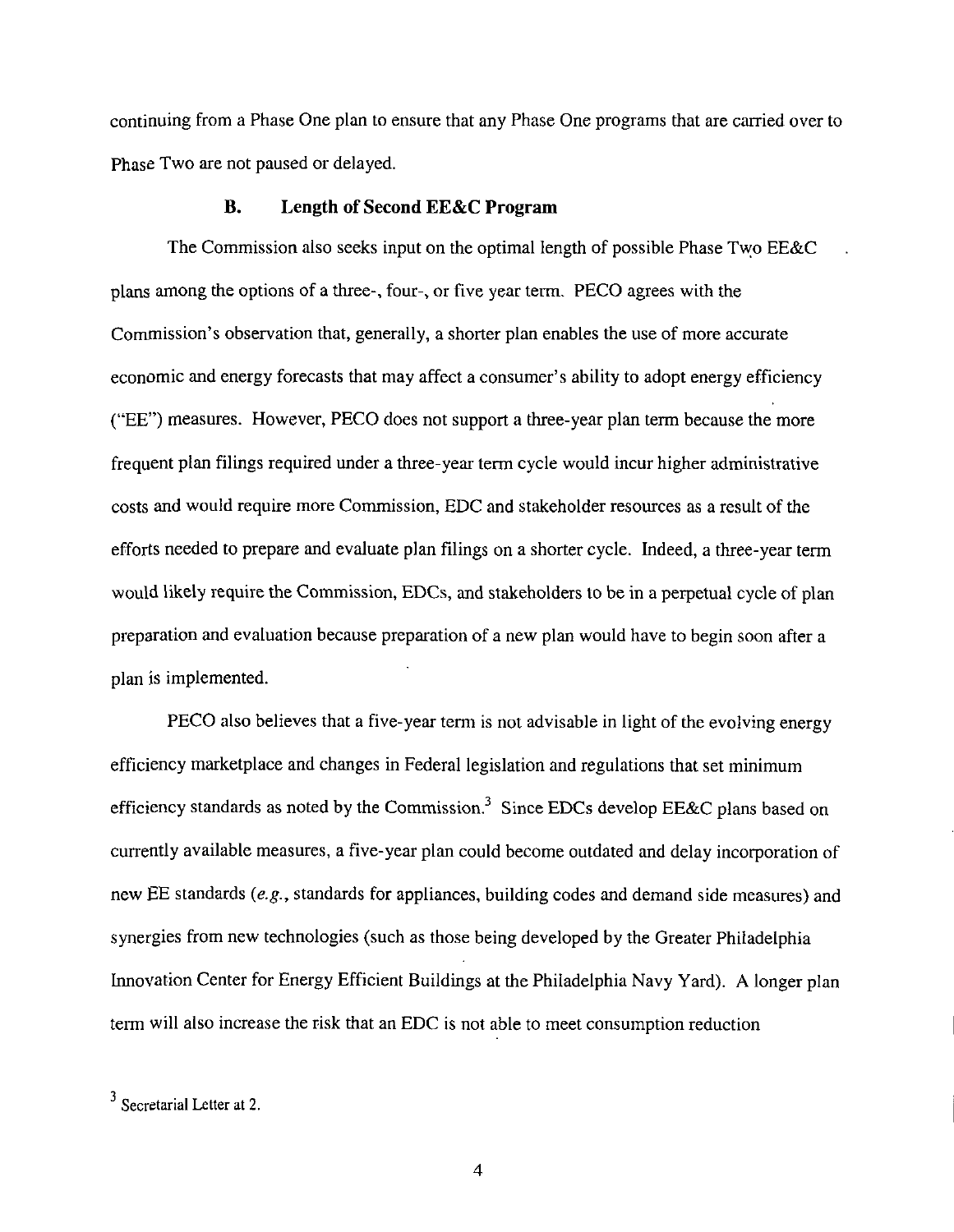continuing from a Phase One plan to ensure that any Phase One programs that are carried over to Phase Two are not paused or delayed.

### B. Length of Second EE&C Program

The Commission also seeks input on the optimal length of possible Phase Two EE&C plans among the options of a three-, four-, or five year term. PECO agrees with the Commission's observation that, generally, a shorter plan enables the use of more accurate economic and energy forecasts that may affect a consumer's ability to adopt energy efficiency ("EE") measures. However, PECO does not support a three-year plan term because the more frequent plan filings required under a three-year term cycle would incur higher administrative costs and would require more Commission, EDC and stakeholder resources as a result of the efforts needed to prepare and evaluate plan filings on a shorter cycle. Indeed, a three-year term would likely require the Commission, EDCs, and stakeholders to be in a perpetual cycle of plan preparation and evaluation because preparation of a new plan would have to begin soon after a plan is implemented.

PECO also believes that a five-year term is not advisable in light of the evolving energy efficiency marketplace and changes in Federal legislation and regulations that set minimum efficiency standards as noted by the Commission.[3] Since EDCs develop EE&C plans based on currently available measures, a five-year plan could become outdated and delay incorporation of new EE standards (*e.g.*, standards for appliances, building codes and demand side measures) and synergies from new technologies (such as those being developed by the Greater Philadelphia Innovation Center for Energy Efficient Buildings at the Philadelphia Navy Yard). A longer plan term will also increase the risk that an EDC is not able to meet consumption reduction

[3] Secretarial Letter at 2.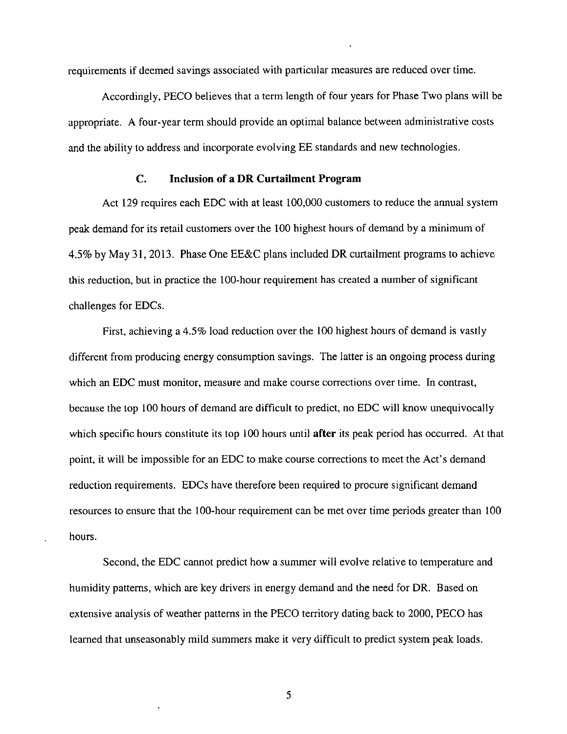requirements if deemed savings associated with particular measures are reduced over time.

Accordingly, PECO believes that a term length of four years for Phase Two plans will be appropriate. A four-year term should provide an optimal balance between administrative costs and the ability to address and incorporate evolving EE standards and new technologies.

### C. Inclusion of a DR Curtailment Program

Act 129 requires each EDC with at least 100,000 customers to reduce the annual system peak demand for its retail customers over the 100 highest hours of demand by a minimum of 4.5% by May 31, 2013. Phase One EE&C plans included DR curtailment programs to achieve this reduction, but in practice the 100-hour requirement has created a number of significant challenges for EDCs.

First, achieving a 4.5% load reduction over the 100 highest hours of demand is vastly different from producing energy consumption savings. The latter is an ongoing process during which an EDC must monitor, measure and make course corrections over time. In contrast, because the top 100 hours of demand are difficult to predict, no EDC will know unequivocally which specific hours constitute its top 100 hours until **after** its peak period has occurred. At that point, it will be impossible for an EDC to make course corrections to meet the Act's demand reduction requirements. EDCs have therefore been required to procure significant demand resources to ensure that the 100-hour requirement can be met over time periods greater than 100 hours.

Second, the EDC cannot predict how a summer will evolve relative to temperature and humidity patterns, which are key drivers in energy demand and the need for DR. Based on extensive analysis of weather patterns in the PECO territory dating back to 2000, PECO has learned that unseasonably mild summers make it very difficult to predict system peak loads.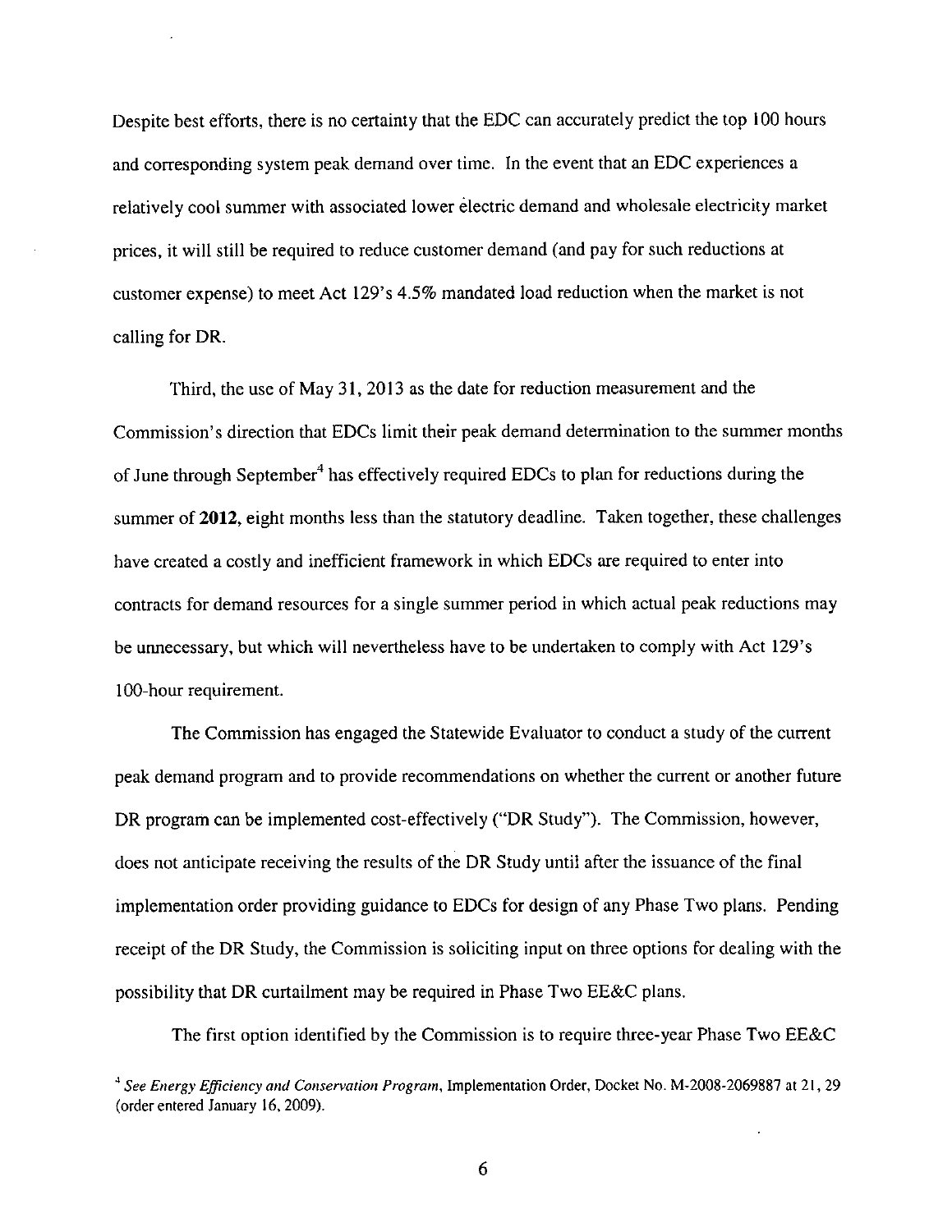Despite best efforts, there is no certainty that the EDC can accurately predict the top 100 hours and corresponding system peak demand over time. In the event that an EDC experiences a relatively cool summer with associated lower electric demand and wholesale electricity market prices, it will still be required to reduce customer demand (and pay for such reductions at customer expense) to meet Act 129's 4.5% mandated load reduction when the market is not calling for DR.

Third, the use of May 31, 2013 as the date for reduction measurement and the Commission's direction that EDCs limit their peak demand determination to the summer months of June through September[4] has effectively required EDCs to plan for reductions during the summer of **2012**, eight months less than the statutory deadline. Taken together, these challenges have created a costly and inefficient framework in which EDCs are required to enter into contracts for demand resources for a single summer period in which actual peak reductions may be unnecessary, but which will nevertheless have to be undertaken to comply with Act 129's 100-hour requirement.

The Commission has engaged the Statewide Evaluator to conduct a study of the current peak demand program and to provide recommendations on whether the current or another future DR program can be implemented cost-effectively ("DR Study"). The Commission, however, does not anticipate receiving the results of the DR Study until after the issuance of the final implementation order providing guidance to EDCs for design of any Phase Two plans. Pending receipt of the DR Study, the Commission is soliciting input on three options for dealing with the possibility that DR curtailment may be required in Phase Two EE&C plans.

The first option identified by the Commission is to require three-year Phase Two EE&C

[4] *See Energy Efficiency and Conservation Program*, Implementation Order, Docket No. M-2008-2069887 at 21, 29 (order entered January 16, 2009).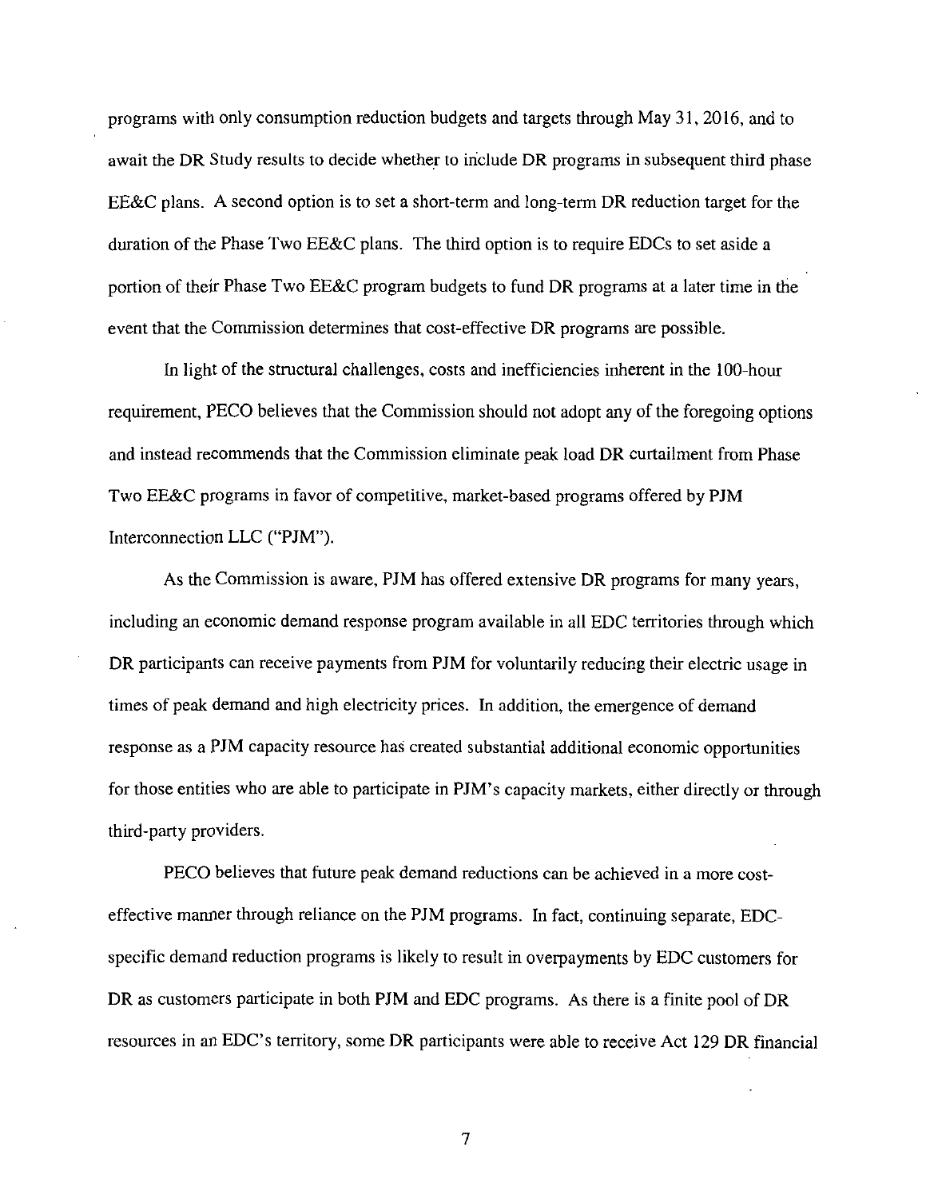programs with only consumption reduction budgets and targets through May 31, 2016, and to await the DR Study results to decide whether to include DR programs in subsequent third phase EE&C plans. A second option is to set a short-term and long-term DR reduction target for the duration of the Phase Two EE&C plans. The third option is to require EDCs to set aside a portion of their Phase Two EE&C program budgets to fund DR programs at a later time in the event that the Commission determines that cost-effective DR programs are possible.

In light of the structural challenges, costs and inefficiencies inherent in the 100-hour requirement, PECO believes that the Commission should not adopt any of the foregoing options and instead recommends that the Commission eliminate peak load DR curtailment from Phase Two EE&C programs in favor of competitive, market-based programs offered by PJM Interconnection LLC ("PJM").

As the Commission is aware, PJM has offered extensive DR programs for many years, including an economic demand response program available in all EDC territories through which DR participants can receive payments from PJM for voluntarily reducing their electric usage in times of peak demand and high electricity prices. In addition, the emergence of demand response as a PJM capacity resource has created substantial additional economic opportunities for those entities who are able to participate in PJM's capacity markets, either directly or through third-party providers.

PECO believes that future peak demand reductions can be achieved in a more cost-effective manner through reliance on the PJM programs. In fact, continuing separate, EDC-specific demand reduction programs is likely to result in overpayments by EDC customers for DR as customers participate in both PJM and EDC programs. As there is a finite pool of DR resources in an EDC's territory, some DR participants were able to receive Act 129 DR financial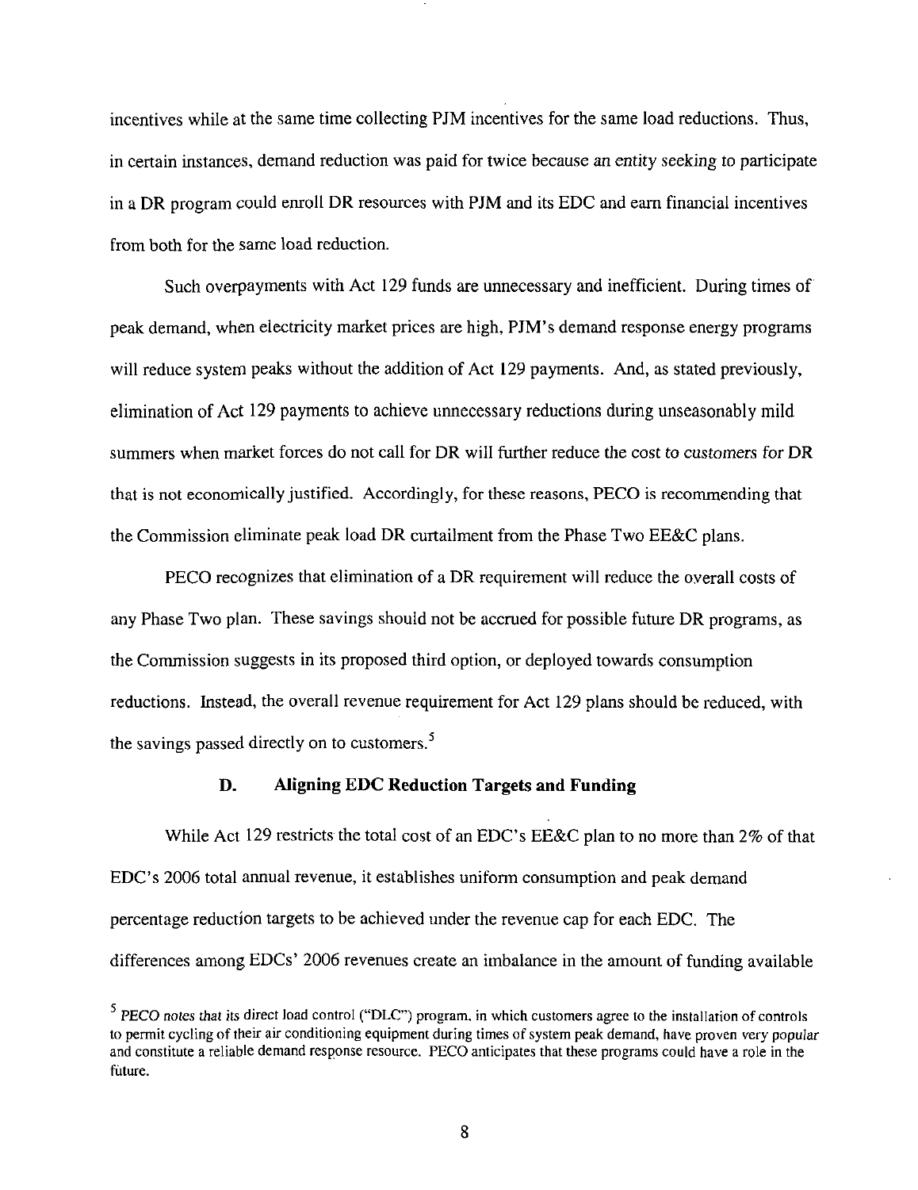incentives while at the same time collecting PJM incentives for the same load reductions. Thus, in certain instances, demand reduction was paid for twice because an entity seeking to participate in a DR program could enroll DR resources with PJM and its EDC and earn financial incentives from both for the same load reduction.

Such overpayments with Act 129 funds are unnecessary and inefficient. During times of peak demand, when electricity market prices are high, PJM's demand response energy programs will reduce system peaks without the addition of Act 129 payments. And, as stated previously, elimination of Act 129 payments to achieve unnecessary reductions during unseasonably mild summers when market forces do not call for DR will further reduce the cost to customers for DR that is not economically justified. Accordingly, for these reasons, PECO is recommending that the Commission eliminate peak load DR curtailment from the Phase Two EE&C plans.

PECO recognizes that elimination of a DR requirement will reduce the overall costs of any Phase Two plan. These savings should not be accrued for possible future DR programs, as the Commission suggests in its proposed third option, or deployed towards consumption reductions. Instead, the overall revenue requirement for Act 129 plans should be reduced, with the savings passed directly on to customers.[5]

### D. Aligning EDC Reduction Targets and Funding

While Act 129 restricts the total cost of an EDC's EE&C plan to no more than 2% of that EDC's 2006 total annual revenue, it establishes uniform consumption and peak demand percentage reduction targets to be achieved under the revenue cap for each EDC. The differences among EDCs' 2006 revenues create an imbalance in the amount of funding available

[5] PECO notes that its direct load control ("DLC") program, in which customers agree to the installation of controls to permit cycling of their air conditioning equipment during times of system peak demand, have proven very popular and constitute a reliable demand response resource. PECO anticipates that these programs could have a role in the future.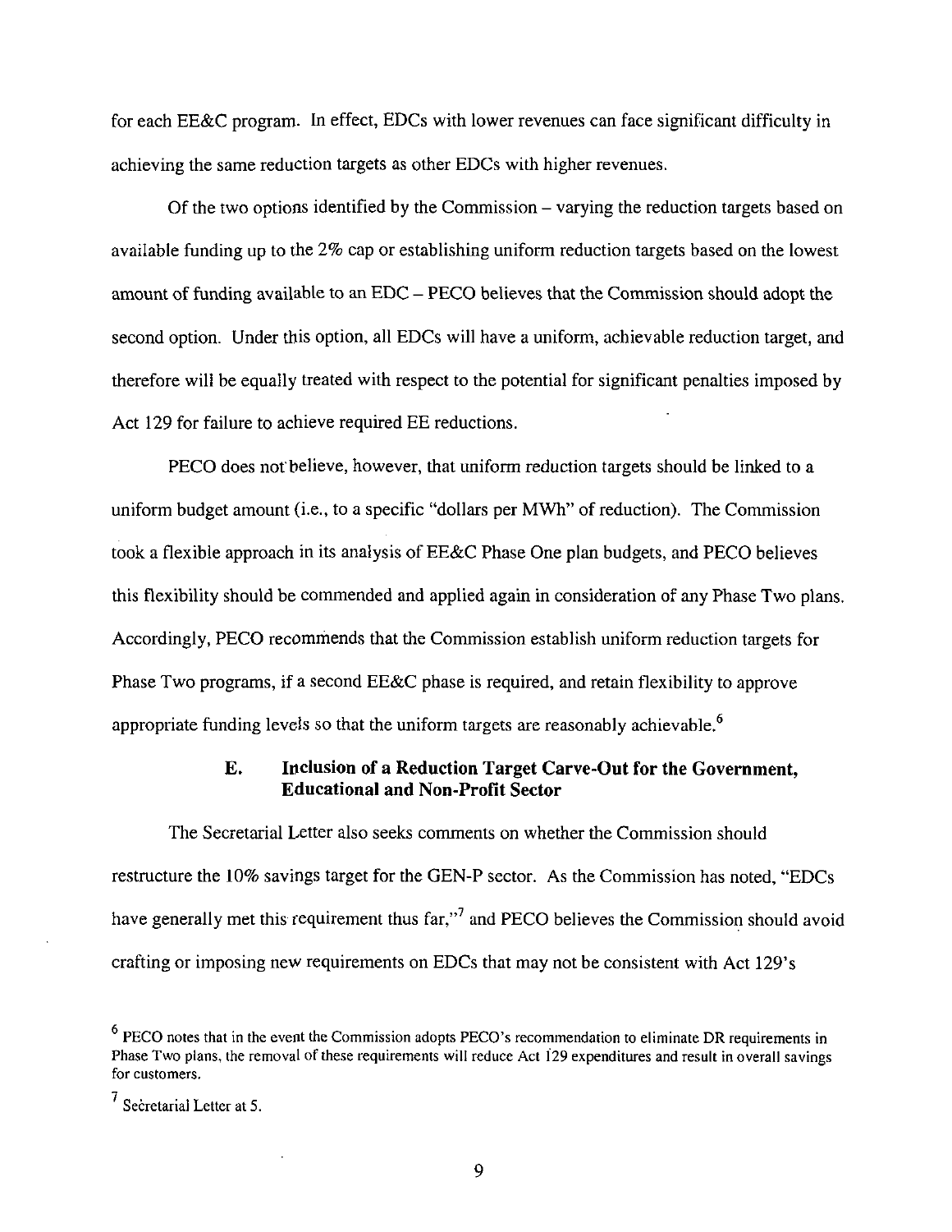for each EE&C program. In effect, EDCs with lower revenues can face significant difficulty in achieving the same reduction targets as other EDCs with higher revenues.

Of the two options identified by the Commission – varying the reduction targets based on available funding up to the 2% cap or establishing uniform reduction targets based on the lowest amount of funding available to an EDC – PECO believes that the Commission should adopt the second option. Under this option, all EDCs will have a uniform, achievable reduction target, and therefore will be equally treated with respect to the potential for significant penalties imposed by Act 129 for failure to achieve required EE reductions.

PECO does not believe, however, that uniform reduction targets should be linked to a uniform budget amount (i.e., to a specific "dollars per MWh" of reduction). The Commission took a flexible approach in its analysis of EE&C Phase One plan budgets, and PECO believes this flexibility should be commended and applied again in consideration of any Phase Two plans. Accordingly, PECO recommends that the Commission establish uniform reduction targets for Phase Two programs, if a second EE&C phase is required, and retain flexibility to approve appropriate funding levels so that the uniform targets are reasonably achievable.[6]

### E. Inclusion of a Reduction Target Carve-Out for the Government, Educational and Non-Profit Sector

The Secretarial Letter also seeks comments on whether the Commission should restructure the 10% savings target for the GEN-P sector. As the Commission has noted, "EDCs have generally met this requirement thus far,"[7] and PECO believes the Commission should avoid crafting or imposing new requirements on EDCs that may not be consistent with Act 129's

[6] PECO notes that in the event the Commission adopts PECO's recommendation to eliminate DR requirements in Phase Two plans, the removal of these requirements will reduce Act 129 expenditures and result in overall savings for customers.

[7] Secretarial Letter at 5.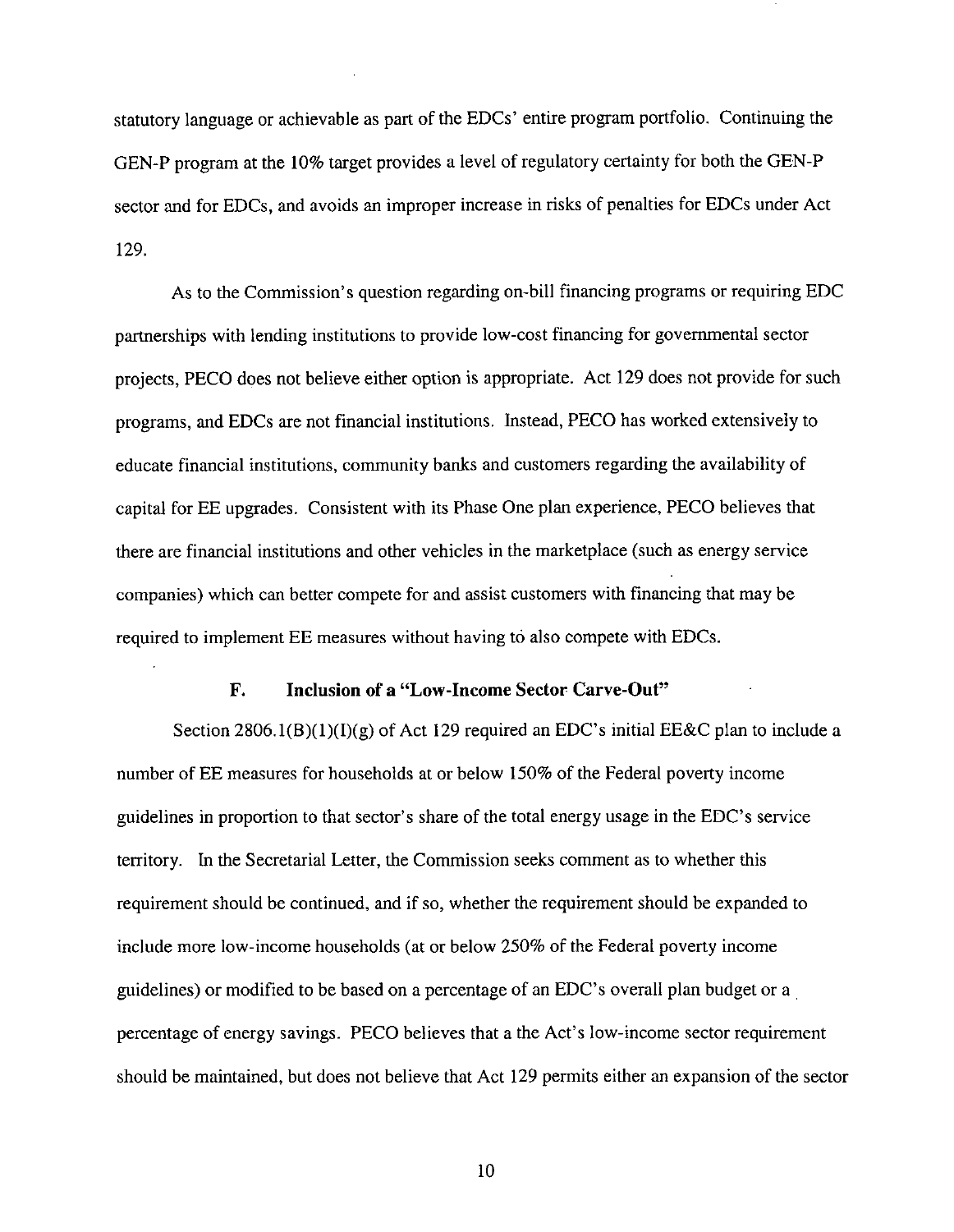statutory language or achievable as part of the EDCs' entire program portfolio. Continuing the GEN-P program at the 10% target provides a level of regulatory certainty for both the GEN-P sector and for EDCs, and avoids an improper increase in risks of penalties for EDCs under Act 129.

As to the Commission's question regarding on-bill financing programs or requiring EDC partnerships with lending institutions to provide low-cost financing for governmental sector projects, PECO does not believe either option is appropriate. Act 129 does not provide for such programs, and EDCs are not financial institutions. Instead, PECO has worked extensively to educate financial institutions, community banks and customers regarding the availability of capital for EE upgrades. Consistent with its Phase One plan experience, PECO believes that there are financial institutions and other vehicles in the marketplace (such as energy service companies) which can better compete for and assist customers with financing that may be required to implement EE measures without having to also compete with EDCs.

### F. Inclusion of a "Low-Income Sector Carve-Out"

Section 2806.1(B)(1)(I)(g) of Act 129 required an EDC's initial EE&C plan to include a number of EE measures for households at or below 150% of the Federal poverty income guidelines in proportion to that sector's share of the total energy usage in the EDC's service territory. In the Secretarial Letter, the Commission seeks comment as to whether this requirement should be continued, and if so, whether the requirement should be expanded to include more low-income households (at or below 250% of the Federal poverty income guidelines) or modified to be based on a percentage of an EDC's overall plan budget or a percentage of energy savings. PECO believes that a the Act's low-income sector requirement should be maintained, but does not believe that Act 129 permits either an expansion of the sector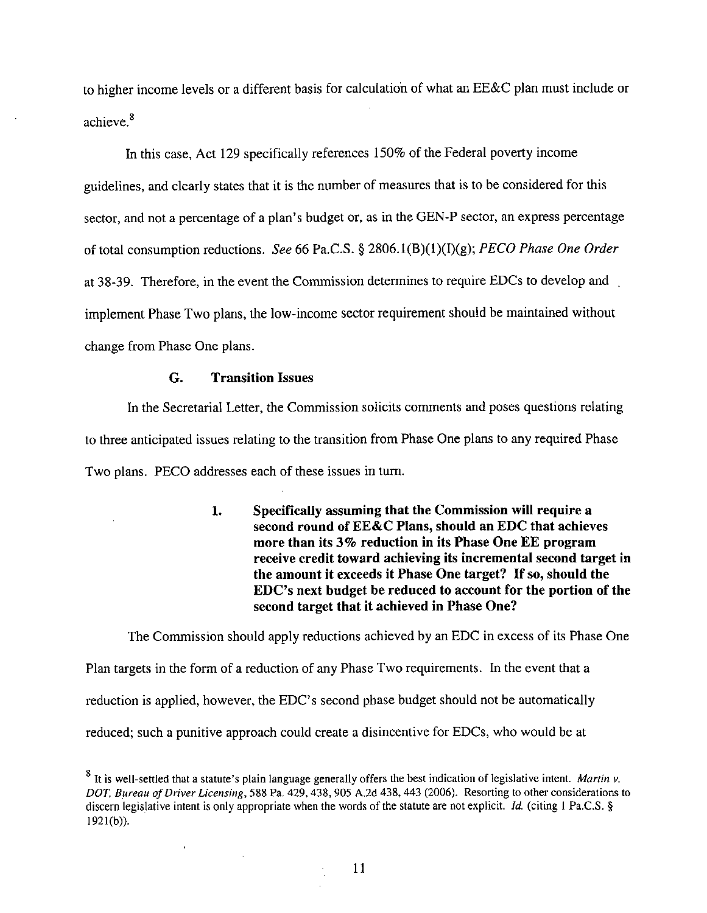to higher income levels or a different basis for calculation of what an EE&C plan must include or achieve.[8]

In this case, Act 129 specifically references 150% of the Federal poverty income guidelines, and clearly states that it is the number of measures that is to be considered for this sector, and not a percentage of a plan's budget or, as in the GEN-P sector, an express percentage of total consumption reductions. *See* 66 Pa.C.S. § 2806.1(B)(1)(I)(g); *PECO Phase One Order* at 38-39. Therefore, in the event the Commission determines to require EDCs to develop and implement Phase Two plans, the low-income sector requirement should be maintained without change from Phase One plans.

### G. Transition Issues

In the Secretarial Letter, the Commission solicits comments and poses questions relating to three anticipated issues relating to the transition from Phase One plans to any required Phase Two plans. PECO addresses each of these issues in turn.

#### 1. Specifically assuming that the Commission will require a second round of EE&C Plans, should an EDC that achieves more than its 3% reduction in its Phase One EE program receive credit toward achieving its incremental second target in the amount it exceeds it Phase One target? If so, should the EDC's next budget be reduced to account for the portion of the second target that it achieved in Phase One?

The Commission should apply reductions achieved by an EDC in excess of its Phase One Plan targets in the form of a reduction of any Phase Two requirements. In the event that a reduction is applied, however, the EDC's second phase budget should not be automatically reduced; such a punitive approach could create a disincentive for EDCs, who would be at

---

[8] It is well-settled that a statute's plain language generally offers the best indication of legislative intent. *Martin v. DOT, Bureau of Driver Licensing*, 588 Pa. 429, 438, 905 A.2d 438, 443 (2006). Resorting to other considerations to discern legislative intent is only appropriate when the words of the statute are not explicit. *Id.* (citing 1 Pa.C.S. § 1921(b)).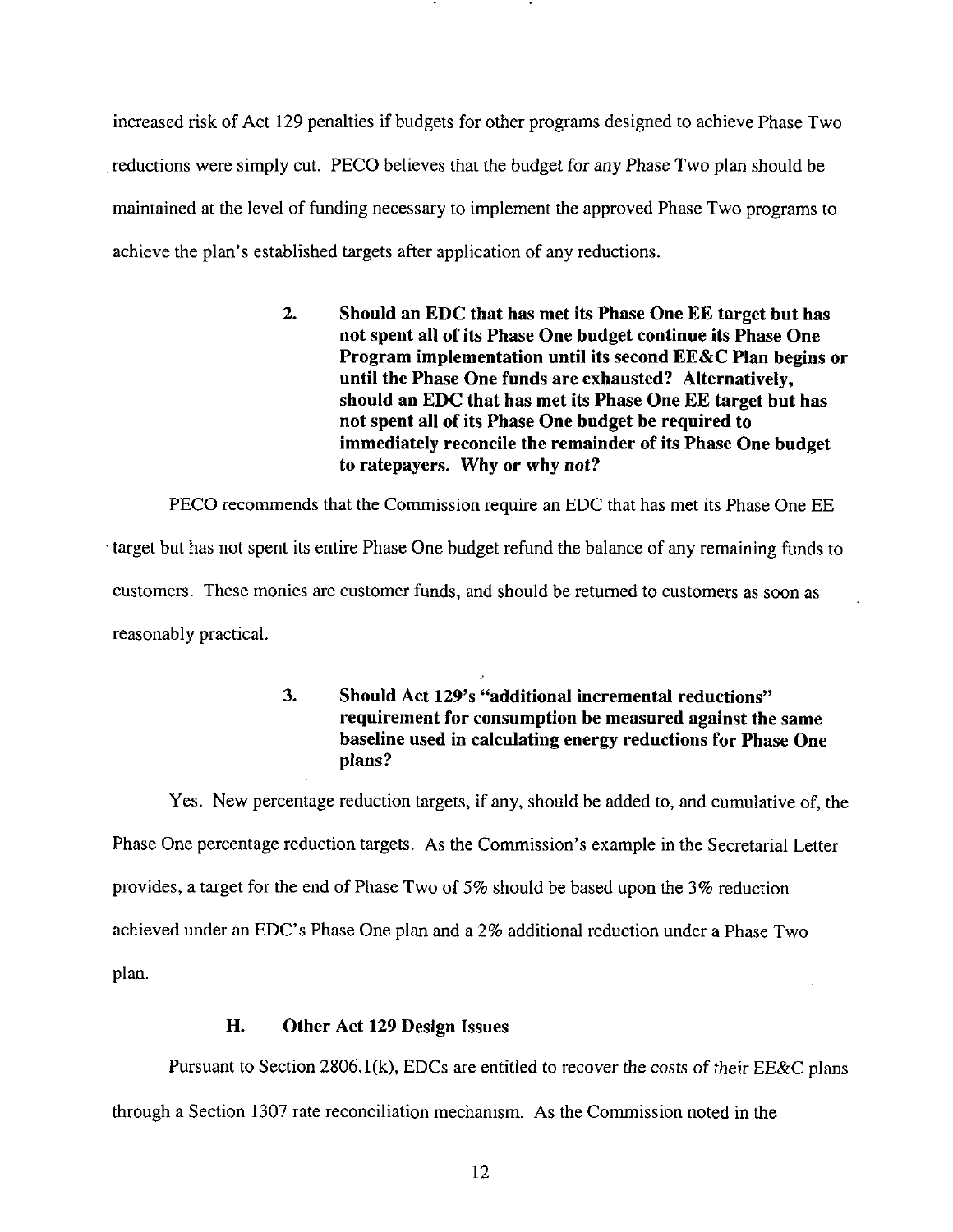increased risk of Act 129 penalties if budgets for other programs designed to achieve Phase Two reductions were simply cut. PECO believes that the budget for any Phase Two plan should be maintained at the level of funding necessary to implement the approved Phase Two programs to achieve the plan's established targets after application of any reductions.

> **2. Should an EDC that has met its Phase One EE target but has not spent all of its Phase One budget continue its Phase One Program implementation until its second EE&C Plan begins or until the Phase One funds are exhausted? Alternatively, should an EDC that has met its Phase One EE target but has not spent all of its Phase One budget be required to immediately reconcile the remainder of its Phase One budget to ratepayers. Why or why not?**

PECO recommends that the Commission require an EDC that has met its Phase One EE target but has not spent its entire Phase One budget refund the balance of any remaining funds to customers. These monies are customer funds, and should be returned to customers as soon as reasonably practical.

> **3. Should Act 129's "additional incremental reductions" requirement for consumption be measured against the same baseline used in calculating energy reductions for Phase One plans?**

Yes. New percentage reduction targets, if any, should be added to, and cumulative of, the Phase One percentage reduction targets. As the Commission's example in the Secretarial Letter provides, a target for the end of Phase Two of 5% should be based upon the 3% reduction achieved under an EDC's Phase One plan and a 2% additional reduction under a Phase Two plan.

### H. Other Act 129 Design Issues

Pursuant to Section 2806.1(k), EDCs are entitled to recover the costs of their EE&C plans through a Section 1307 rate reconciliation mechanism. As the Commission noted in the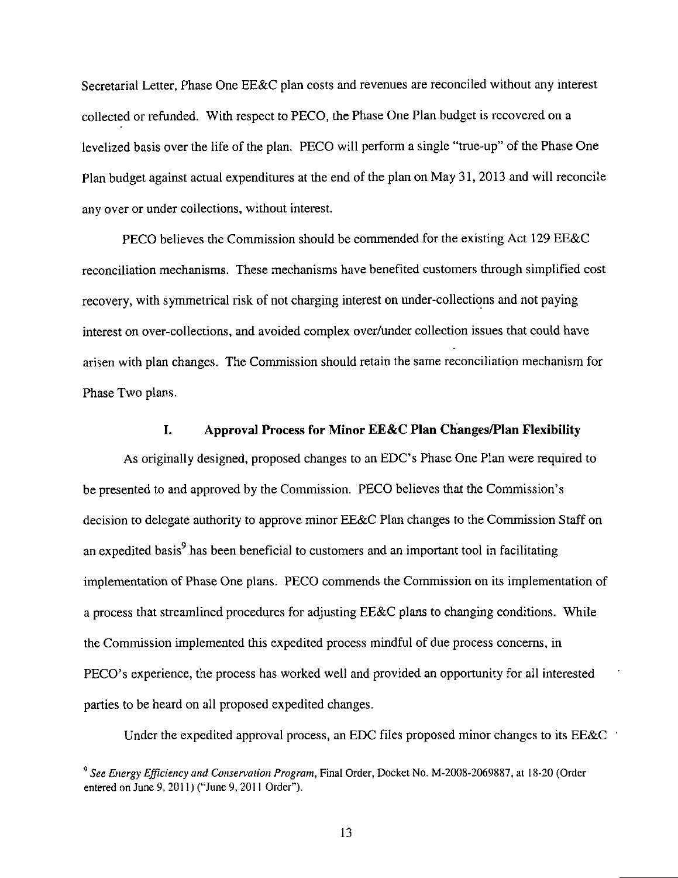Secretarial Letter, Phase One EE&C plan costs and revenues are reconciled without any interest collected or refunded. With respect to PECO, the Phase One Plan budget is recovered on a levelized basis over the life of the plan. PECO will perform a single "true-up" of the Phase One Plan budget against actual expenditures at the end of the plan on May 31, 2013 and will reconcile any over or under collections, without interest.

PECO believes the Commission should be commended for the existing Act 129 EE&C reconciliation mechanisms. These mechanisms have benefited customers through simplified cost recovery, with symmetrical risk of not charging interest on under-collections and not paying interest on over-collections, and avoided complex over/under collection issues that could have arisen with plan changes. The Commission should retain the same reconciliation mechanism for Phase Two plans.

## I. Approval Process for Minor EE&C Plan Changes/Plan Flexibility

As originally designed, proposed changes to an EDC's Phase One Plan were required to be presented to and approved by the Commission. PECO believes that the Commission's decision to delegate authority to approve minor EE&C Plan changes to the Commission Staff on an expedited basis[9] has been beneficial to customers and an important tool in facilitating implementation of Phase One plans. PECO commends the Commission on its implementation of a process that streamlined procedures for adjusting EE&C plans to changing conditions. While the Commission implemented this expedited process mindful of due process concerns, in PECO's experience, the process has worked well and provided an opportunity for all interested parties to be heard on all proposed expedited changes.

Under the expedited approval process, an EDC files proposed minor changes to its EE&C

[9] *See Energy Efficiency and Conservation Program*, Final Order, Docket No. M-2008-2069887, at 18-20 (Order entered on June 9, 2011) ("June 9, 2011 Order").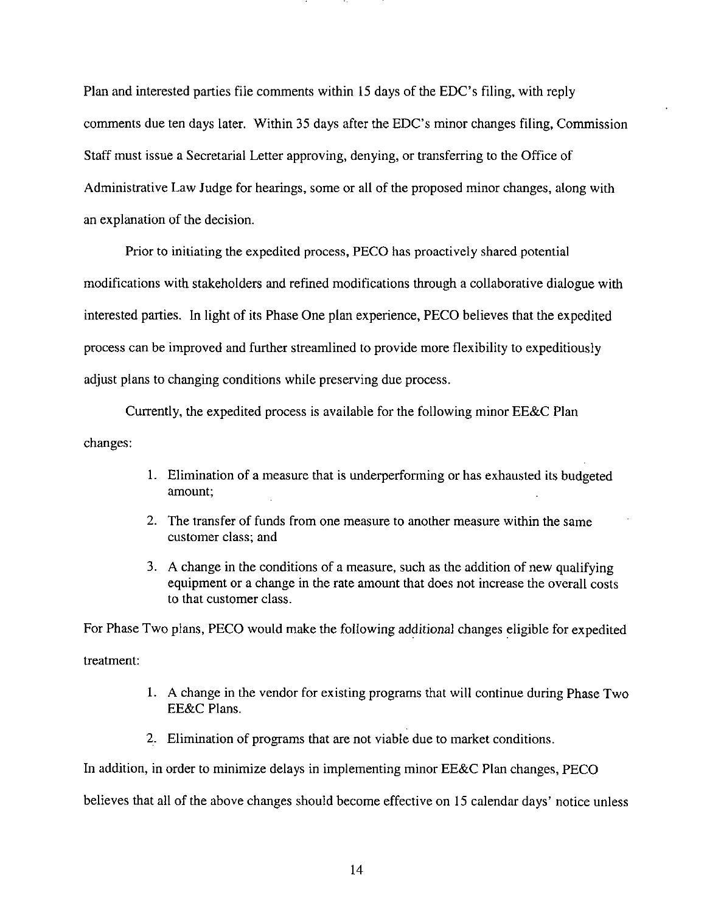Plan and interested parties file comments within 15 days of the EDC's filing, with reply comments due ten days later. Within 35 days after the EDC's minor changes filing, Commission Staff must issue a Secretarial Letter approving, denying, or transferring to the Office of Administrative Law Judge for hearings, some or all of the proposed minor changes, along with an explanation of the decision.

Prior to initiating the expedited process, PECO has proactively shared potential modifications with stakeholders and refined modifications through a collaborative dialogue with interested parties. In light of its Phase One plan experience, PECO believes that the expedited process can be improved and further streamlined to provide more flexibility to expeditiously adjust plans to changing conditions while preserving due process.

Currently, the expedited process is available for the following minor EE&C Plan changes:

1. Elimination of a measure that is underperforming or has exhausted its budgeted amount;
2. The transfer of funds from one measure to another measure within the same customer class; and
3. A change in the conditions of a measure, such as the addition of new qualifying equipment or a change in the rate amount that does not increase the overall costs to that customer class.

For Phase Two plans, PECO would make the following *additional* changes eligible for expedited treatment:

1. A change in the vendor for existing programs that will continue during Phase Two EE&C Plans.
2. Elimination of programs that are not viable due to market conditions.

In addition, in order to minimize delays in implementing minor EE&C Plan changes, PECO believes that all of the above changes should become effective on 15 calendar days' notice unless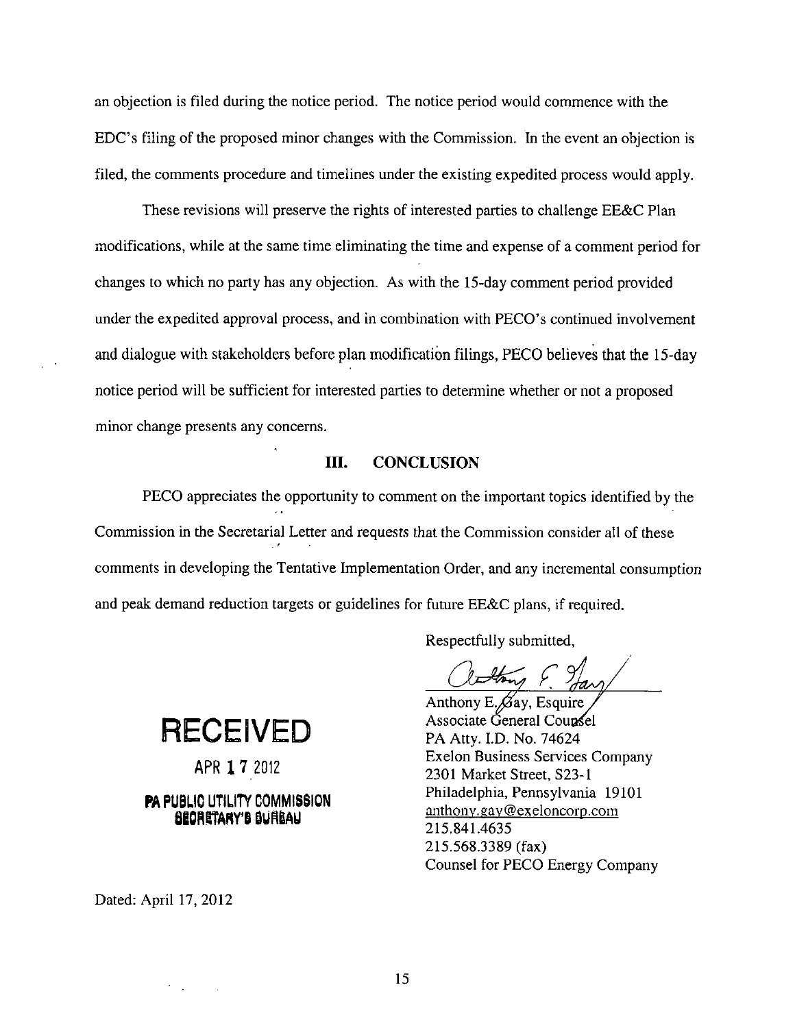an objection is filed during the notice period. The notice period would commence with the EDC's filing of the proposed minor changes with the Commission. In the event an objection is filed, the comments procedure and timelines under the existing expedited process would apply.

These revisions will preserve the rights of interested parties to challenge EE&C Plan modifications, while at the same time eliminating the time and expense of a comment period for changes to which no party has any objection. As with the 15-day comment period provided under the expedited approval process, and in combination with PECO's continued involvement and dialogue with stakeholders before plan modification filings, PECO believes that the 15-day notice period will be sufficient for interested parties to determine whether or not a proposed minor change presents any concerns.

## III. CONCLUSION

PECO appreciates the opportunity to comment on the important topics identified by the Commission in the Secretarial Letter and requests that the Commission consider all of these comments in developing the Tentative Implementation Order, and any incremental consumption and peak demand reduction targets or guidelines for future EE&C plans, if required.

Respectfully submitted,

Anthony E. Gay, Esquire
Associate General Counsel
PA Atty. I.D. No. 74624
Exelon Business Services Company
2301 Market Street, S23-1
Philadelphia, Pennsylvania 19101
anthony.gay@exeloncorp.com
215.841.4635
215.568.3389 (fax)
Counsel for PECO Energy Company

**RECEIVED**

APR 17 2012

PA PUBLIC UTILITY COMMISSION
SECRETARY'S BUREAU

Dated: April 17, 2012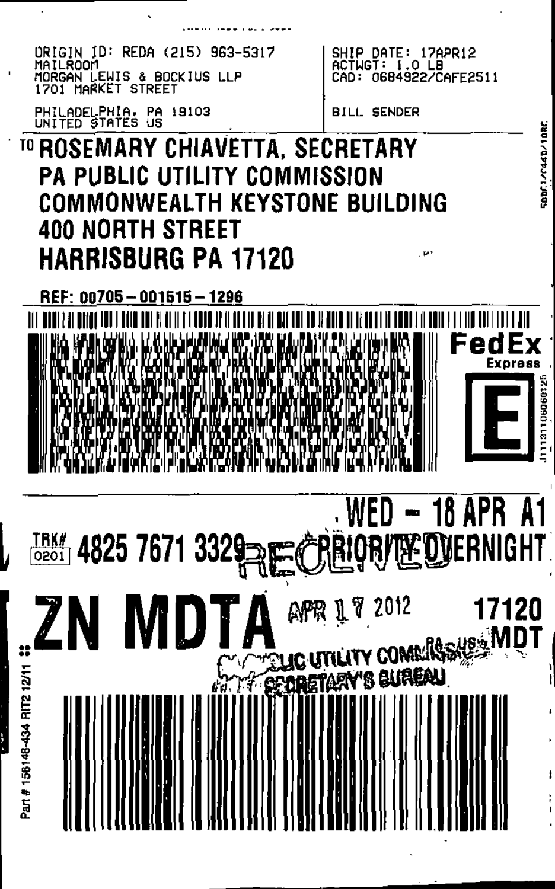ORIGIN ID: REDA (215) 963-5317
MAILROOM
MORGAN LEWIS & BOCKIUS LLP
1701 MARKET STREET

PHILADELPHIA, PA 19103
UNITED STATES US

SHIP DATE: 17APR12
ACTWGT: 1.0 LB
CAD: 0684922/CAFE2511

BILL SENDER

TO **ROSEMARY CHIAVETTA, SECRETARY**
**PA PUBLIC UTILITY COMMISSION**
**COMMONWEALTH KEYSTONE BUILDING**
**400 NORTH STREET**
**HARRISBURG PA 17120**

REF: 00705-001515-1296

**FedEx**
Express

**E**

J111311060601251

**WED - 18 APR A1**

TRK# 0201 **4825 7671 3329** **PRIORITY OVERNIGHT**

RECEIVED

APR 17 2012

PA PUBLIC UTILITY COMMISSION
SECRETARY'S BUREAU

**ZN MDTA**

**17120**
**PA-US MDT**

Part # 156148-434 RIT2 12/11